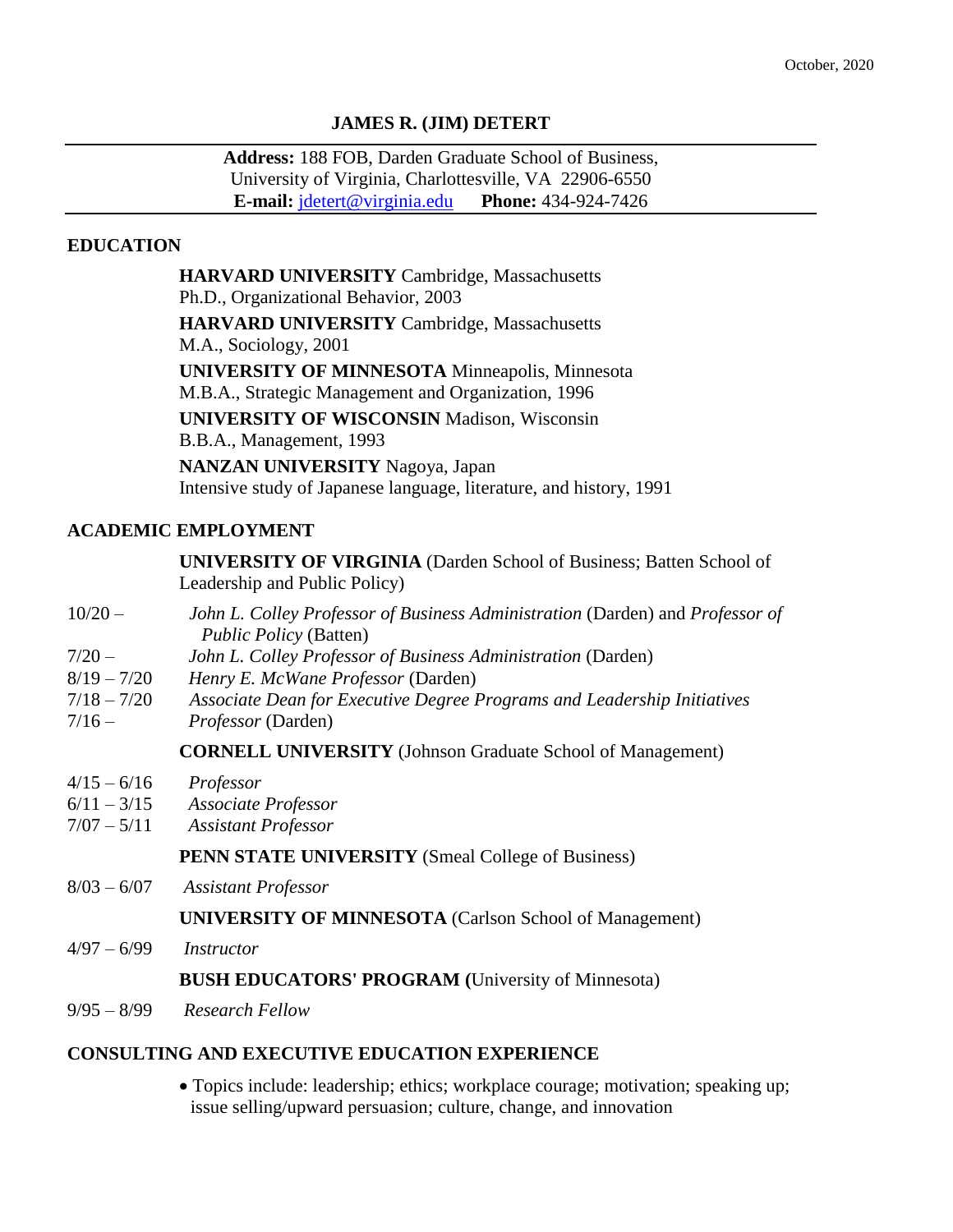October, 2020

# JAMES R. (JIM) DETERT

**Address:** 188 FOB, Darden Graduate School of Business,
University of Virginia, Charlottesville, VA 22906-6550
**E-mail:** jdetert@virginia.edu **Phone:** 434-924-7426

## EDUCATION

**HARVARD UNIVERSITY** Cambridge, Massachusetts
Ph.D., Organizational Behavior, 2003

**HARVARD UNIVERSITY** Cambridge, Massachusetts
M.A., Sociology, 2001

**UNIVERSITY OF MINNESOTA** Minneapolis, Minnesota
M.B.A., Strategic Management and Organization, 1996

**UNIVERSITY OF WISCONSIN** Madison, Wisconsin
B.B.A., Management, 1993

**NANZAN UNIVERSITY** Nagoya, Japan
Intensive study of Japanese language, literature, and history, 1991

## ACADEMIC EMPLOYMENT

**UNIVERSITY OF VIRGINIA** (Darden School of Business; Batten School of Leadership and Public Policy)

10/20 – *John L. Colley Professor of Business Administration* (Darden) and *Professor of Public Policy* (Batten)
7/20 – *John L. Colley Professor of Business Administration* (Darden)
8/19 – 7/20 *Henry E. McWane Professor* (Darden)
7/18 – 7/20 *Associate Dean for Executive Degree Programs and Leadership Initiatives*
7/16 – *Professor* (Darden)

**CORNELL UNIVERSITY** (Johnson Graduate School of Management)

4/15 – 6/16 *Professor*
6/11 – 3/15 *Associate Professor*
7/07 – 5/11 *Assistant Professor*

**PENN STATE UNIVERSITY** (Smeal College of Business)

8/03 – 6/07 *Assistant Professor*

**UNIVERSITY OF MINNESOTA** (Carlson School of Management)

4/97 – 6/99 *Instructor*

**BUSH EDUCATORS' PROGRAM (**University of Minnesota)

9/95 – 8/99 *Research Fellow*

## CONSULTING AND EXECUTIVE EDUCATION EXPERIENCE

- Topics include: leadership; ethics; workplace courage; motivation; speaking up; issue selling/upward persuasion; culture, change, and innovation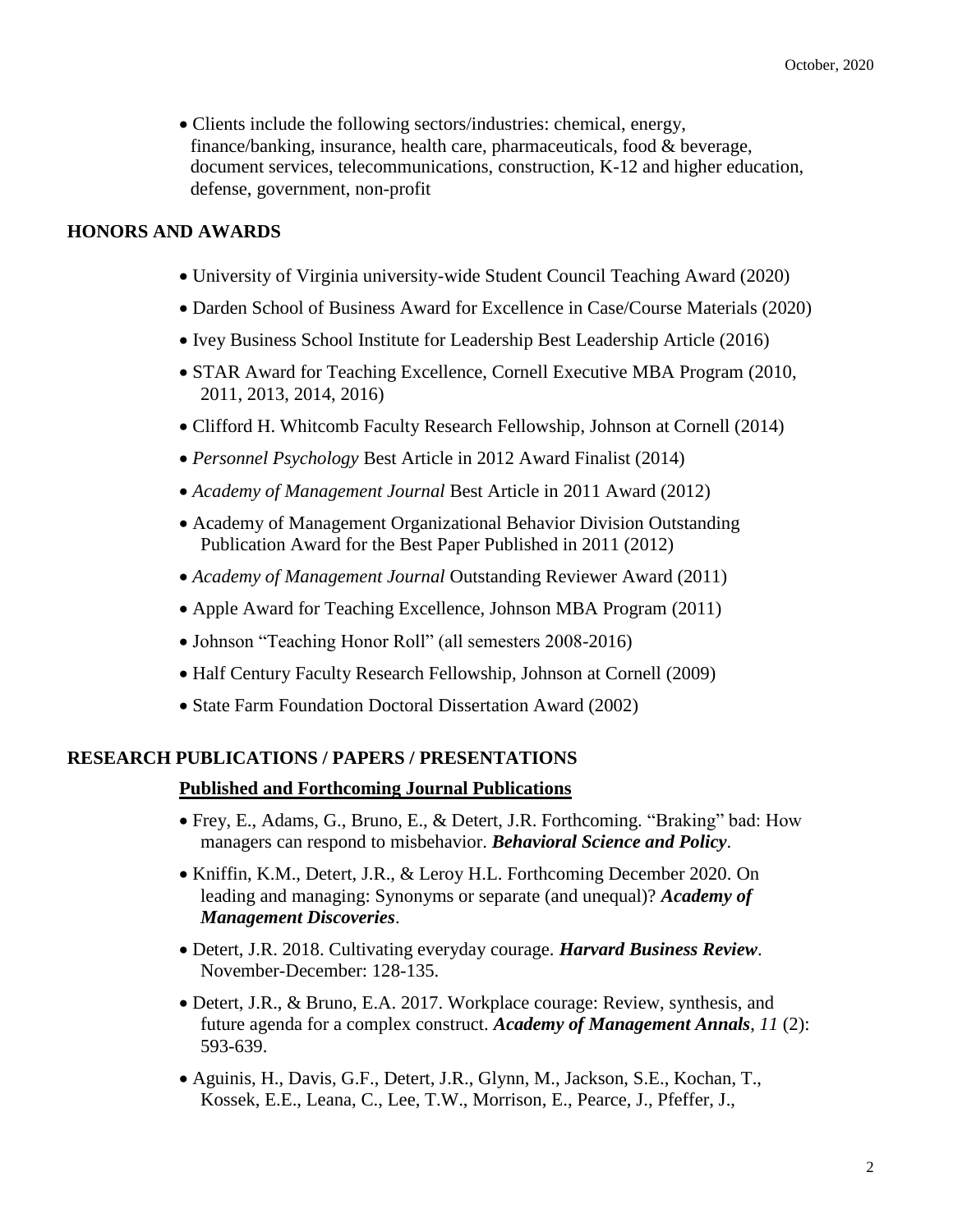- Clients include the following sectors/industries: chemical, energy, finance/banking, insurance, health care, pharmaceuticals, food & beverage, document services, telecommunications, construction, K-12 and higher education, defense, government, non-profit

## HONORS AND AWARDS

- University of Virginia university-wide Student Council Teaching Award (2020)
- Darden School of Business Award for Excellence in Case/Course Materials (2020)
- Ivey Business School Institute for Leadership Best Leadership Article (2016)
- STAR Award for Teaching Excellence, Cornell Executive MBA Program (2010, 2011, 2013, 2014, 2016)
- Clifford H. Whitcomb Faculty Research Fellowship, Johnson at Cornell (2014)
- *Personnel Psychology* Best Article in 2012 Award Finalist (2014)
- *Academy of Management Journal* Best Article in 2011 Award (2012)
- Academy of Management Organizational Behavior Division Outstanding Publication Award for the Best Paper Published in 2011 (2012)
- *Academy of Management Journal* Outstanding Reviewer Award (2011)
- Apple Award for Teaching Excellence, Johnson MBA Program (2011)
- Johnson "Teaching Honor Roll" (all semesters 2008-2016)
- Half Century Faculty Research Fellowship, Johnson at Cornell (2009)
- State Farm Foundation Doctoral Dissertation Award (2002)

## RESEARCH PUBLICATIONS / PAPERS / PRESENTATIONS

### Published and Forthcoming Journal Publications

- Frey, E., Adams, G., Bruno, E., & Detert, J.R. Forthcoming. "Braking" bad: How managers can respond to misbehavior. ***Behavioral Science and Policy***.
- Kniffin, K.M., Detert, J.R., & Leroy H.L. Forthcoming December 2020. On leading and managing: Synonyms or separate (and unequal)? ***Academy of Management Discoveries***.
- Detert, J.R. 2018. Cultivating everyday courage. ***Harvard Business Review***. November-December: 128-135.
- Detert, J.R., & Bruno, E.A. 2017. Workplace courage: Review, synthesis, and future agenda for a complex construct. ***Academy of Management Annals***, *11* (2): 593-639.
- Aguinis, H., Davis, G.F., Detert, J.R., Glynn, M., Jackson, S.E., Kochan, T., Kossek, E.E., Leana, C., Lee, T.W., Morrison, E., Pearce, J., Pfeffer, J.,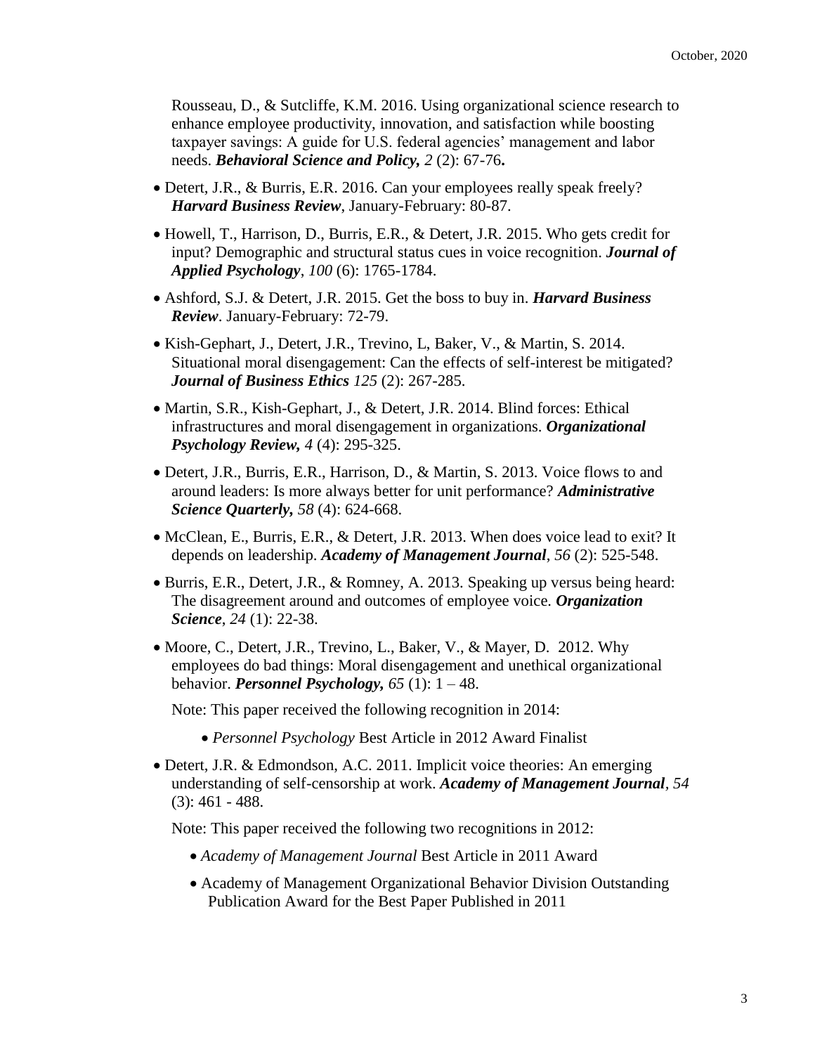Rousseau, D., & Sutcliffe, K.M. 2016. Using organizational science research to enhance employee productivity, innovation, and satisfaction while boosting taxpayer savings: A guide for U.S. federal agencies' management and labor needs. ***Behavioral Science and Policy,*** *2* (2): 67-76**.**

- Detert, J.R., & Burris, E.R. 2016. Can your employees really speak freely? ***Harvard Business Review***, January-February: 80-87.
- Howell, T., Harrison, D., Burris, E.R., & Detert, J.R. 2015. Who gets credit for input? Demographic and structural status cues in voice recognition. ***Journal of Applied Psychology***, *100* (6): 1765-1784.
- Ashford, S.J. & Detert, J.R. 2015. Get the boss to buy in. ***Harvard Business Review***. January-February: 72-79.
- Kish-Gephart, J., Detert, J.R., Trevino, L, Baker, V., & Martin, S. 2014. Situational moral disengagement: Can the effects of self-interest be mitigated? ***Journal of Business Ethics*** *125* (2): 267-285.
- Martin, S.R., Kish-Gephart, J., & Detert, J.R. 2014. Blind forces: Ethical infrastructures and moral disengagement in organizations. ***Organizational Psychology Review,*** *4* (4): 295-325.
- Detert, J.R., Burris, E.R., Harrison, D., & Martin, S. 2013. Voice flows to and around leaders: Is more always better for unit performance? ***Administrative Science Quarterly,*** *58* (4): 624-668.
- McClean, E., Burris, E.R., & Detert, J.R. 2013. When does voice lead to exit? It depends on leadership. ***Academy of Management Journal***, *56* (2): 525-548.
- Burris, E.R., Detert, J.R., & Romney, A. 2013. Speaking up versus being heard: The disagreement around and outcomes of employee voice. ***Organization Science***, *24* (1): 22-38.
- Moore, C., Detert, J.R., Trevino, L., Baker, V., & Mayer, D. 2012. Why employees do bad things: Moral disengagement and unethical organizational behavior. ***Personnel Psychology,*** *65* (1): 1 – 48.

  Note: This paper received the following recognition in 2014:

  - *Personnel Psychology* Best Article in 2012 Award Finalist

- Detert, J.R. & Edmondson, A.C. 2011. Implicit voice theories: An emerging understanding of self-censorship at work. ***Academy of Management Journal***, *54* (3): 461 - 488.

  Note: This paper received the following two recognitions in 2012:

  - *Academy of Management Journal* Best Article in 2011 Award
  - Academy of Management Organizational Behavior Division Outstanding Publication Award for the Best Paper Published in 2011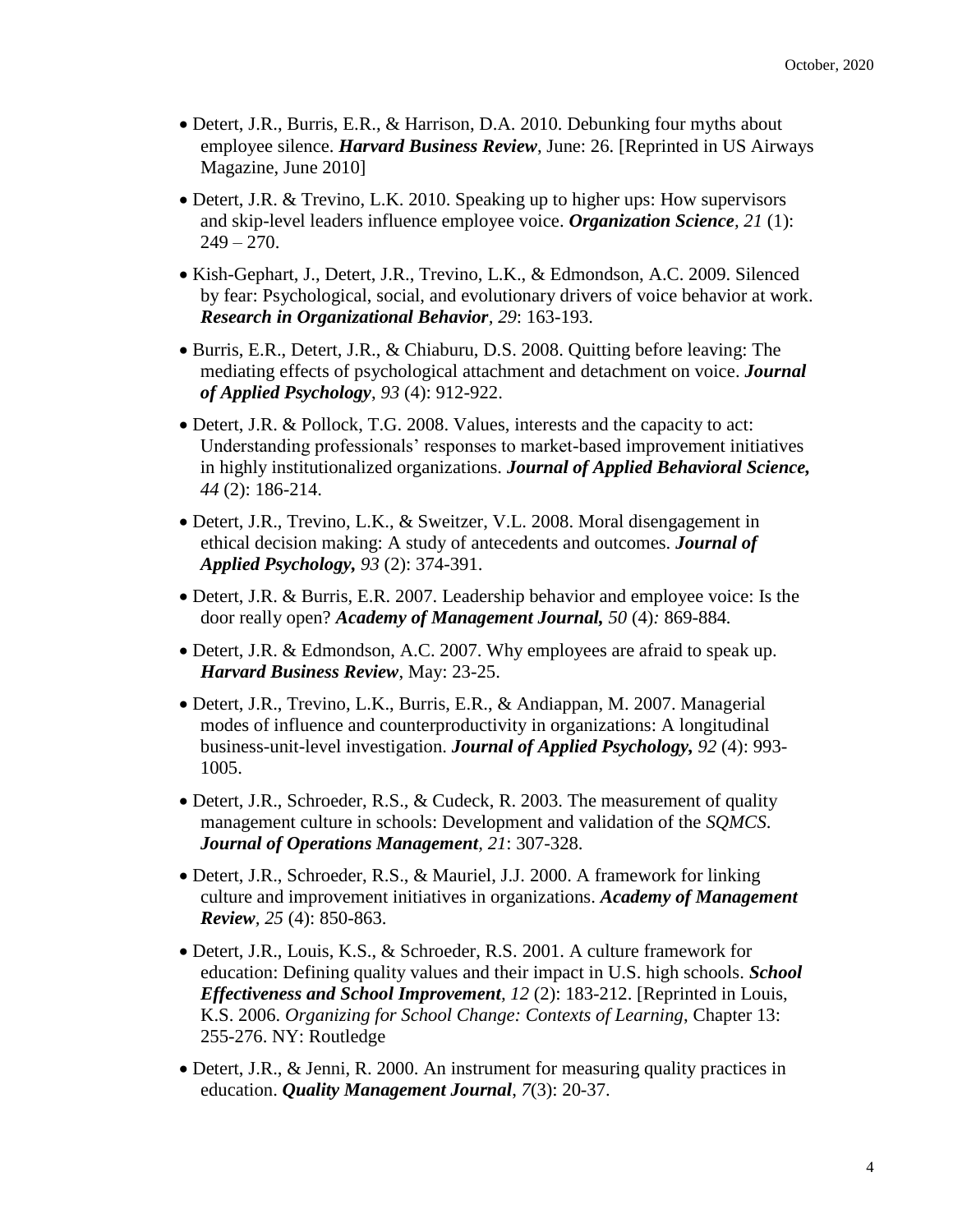- Detert, J.R., Burris, E.R., & Harrison, D.A. 2010. Debunking four myths about employee silence. ***Harvard Business Review***, June: 26. [Reprinted in US Airways Magazine, June 2010]

- Detert, J.R. & Trevino, L.K. 2010. Speaking up to higher ups: How supervisors and skip-level leaders influence employee voice. ***Organization Science***, *21* (1): 249 – 270.

- Kish-Gephart, J., Detert, J.R., Trevino, L.K., & Edmondson, A.C. 2009. Silenced by fear: Psychological, social, and evolutionary drivers of voice behavior at work. ***Research in Organizational Behavior***, *29*: 163-193.

- Burris, E.R., Detert, J.R., & Chiaburu, D.S. 2008. Quitting before leaving: The mediating effects of psychological attachment and detachment on voice. ***Journal of Applied Psychology***, *93* (4): 912-922.

- Detert, J.R. & Pollock, T.G. 2008. Values, interests and the capacity to act: Understanding professionals' responses to market-based improvement initiatives in highly institutionalized organizations. ***Journal of Applied Behavioral Science,*** *44* (2): 186-214.

- Detert, J.R., Trevino, L.K., & Sweitzer, V.L. 2008. Moral disengagement in ethical decision making: A study of antecedents and outcomes. ***Journal of Applied Psychology,*** *93* (2): 374-391.

- Detert, J.R. & Burris, E.R. 2007. Leadership behavior and employee voice: Is the door really open? ***Academy of Management Journal,*** *50* (4): 869-884.

- Detert, J.R. & Edmondson, A.C. 2007. Why employees are afraid to speak up. ***Harvard Business Review***, May: 23-25.

- Detert, J.R., Trevino, L.K., Burris, E.R., & Andiappan, M. 2007. Managerial modes of influence and counterproductivity in organizations: A longitudinal business-unit-level investigation. ***Journal of Applied Psychology,*** *92* (4): 993-1005.

- Detert, J.R., Schroeder, R.S., & Cudeck, R. 2003. The measurement of quality management culture in schools: Development and validation of the *SQMCS*. ***Journal of Operations Management***, *21*: 307-328.

- Detert, J.R., Schroeder, R.S., & Mauriel, J.J. 2000. A framework for linking culture and improvement initiatives in organizations. ***Academy of Management Review***, *25* (4): 850-863.

- Detert, J.R., Louis, K.S., & Schroeder, R.S. 2001. A culture framework for education: Defining quality values and their impact in U.S. high schools. ***School Effectiveness and School Improvement***, *12* (2): 183-212. [Reprinted in Louis, K.S. 2006. *Organizing for School Change: Contexts of Learning*, Chapter 13: 255-276. NY: Routledge

- Detert, J.R., & Jenni, R. 2000. An instrument for measuring quality practices in education. ***Quality Management Journal***, *7*(3): 20-37.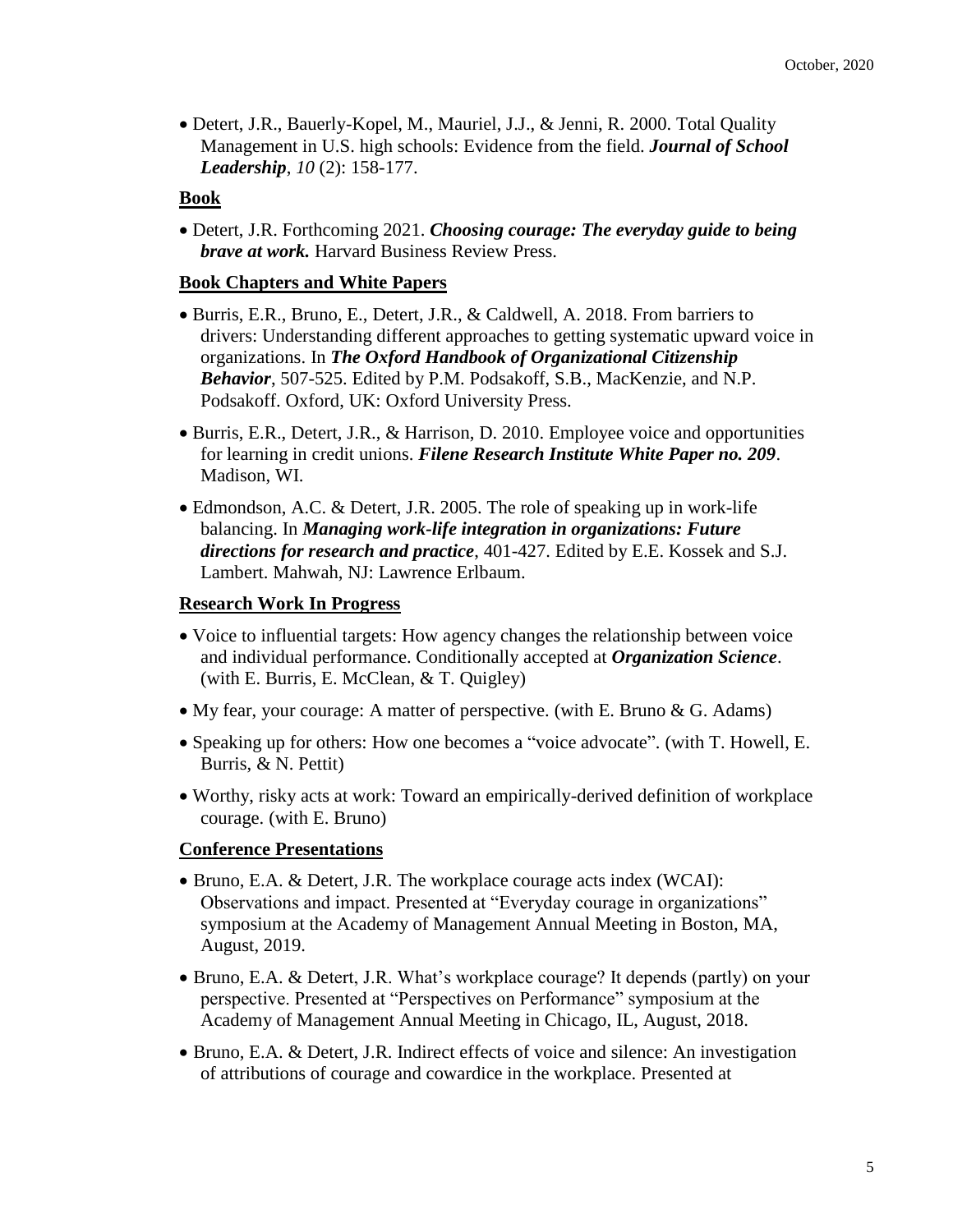- Detert, J.R., Bauerly-Kopel, M., Mauriel, J.J., & Jenni, R. 2000. Total Quality Management in U.S. high schools: Evidence from the field. ***Journal of School Leadership***, *10* (2): 158-177.

## Book

- Detert, J.R. Forthcoming 2021. ***Choosing courage: The everyday guide to being brave at work.*** Harvard Business Review Press.

## Book Chapters and White Papers

- Burris, E.R., Bruno, E., Detert, J.R., & Caldwell, A. 2018. From barriers to drivers: Understanding different approaches to getting systematic upward voice in organizations. In ***The Oxford Handbook of Organizational Citizenship Behavior***, 507-525. Edited by P.M. Podsakoff, S.B., MacKenzie, and N.P. Podsakoff. Oxford, UK: Oxford University Press.
- Burris, E.R., Detert, J.R., & Harrison, D. 2010. Employee voice and opportunities for learning in credit unions. ***Filene Research Institute White Paper no. 209***. Madison, WI.
- Edmondson, A.C. & Detert, J.R. 2005. The role of speaking up in work-life balancing. In ***Managing work-life integration in organizations: Future directions for research and practice***, 401-427. Edited by E.E. Kossek and S.J. Lambert. Mahwah, NJ: Lawrence Erlbaum.

## Research Work In Progress

- Voice to influential targets: How agency changes the relationship between voice and individual performance. Conditionally accepted at ***Organization Science***. (with E. Burris, E. McClean, & T. Quigley)
- My fear, your courage: A matter of perspective. (with E. Bruno & G. Adams)
- Speaking up for others: How one becomes a "voice advocate". (with T. Howell, E. Burris, & N. Pettit)
- Worthy, risky acts at work: Toward an empirically-derived definition of workplace courage. (with E. Bruno)

## Conference Presentations

- Bruno, E.A. & Detert, J.R. The workplace courage acts index (WCAI): Observations and impact. Presented at "Everyday courage in organizations" symposium at the Academy of Management Annual Meeting in Boston, MA, August, 2019.
- Bruno, E.A. & Detert, J.R. What's workplace courage? It depends (partly) on your perspective. Presented at "Perspectives on Performance" symposium at the Academy of Management Annual Meeting in Chicago, IL, August, 2018.
- Bruno, E.A. & Detert, J.R. Indirect effects of voice and silence: An investigation of attributions of courage and cowardice in the workplace. Presented at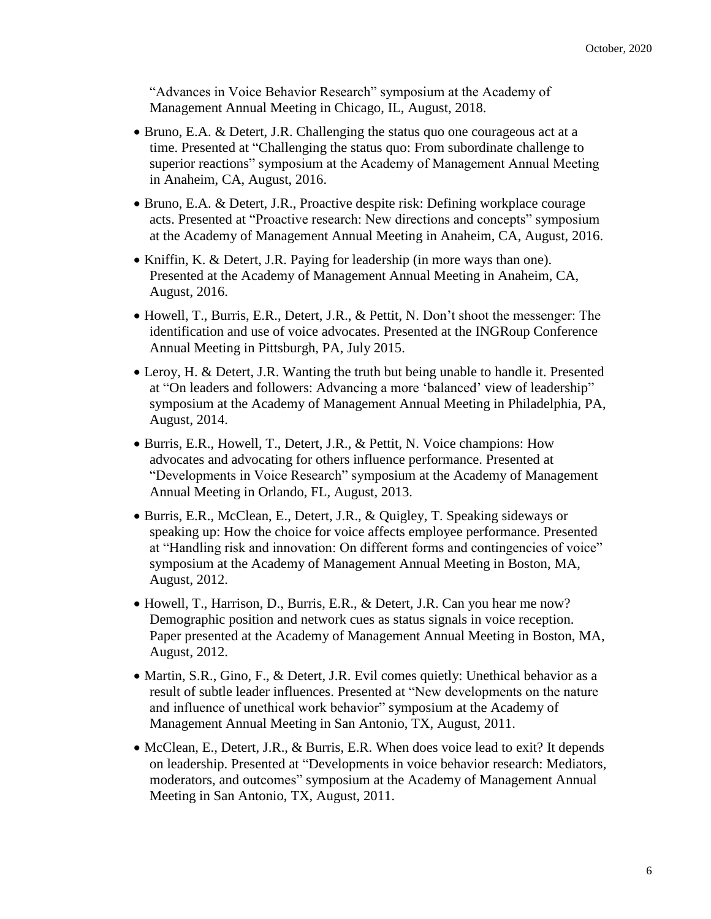"Advances in Voice Behavior Research" symposium at the Academy of Management Annual Meeting in Chicago, IL, August, 2018.

- Bruno, E.A. & Detert, J.R. Challenging the status quo one courageous act at a time. Presented at "Challenging the status quo: From subordinate challenge to superior reactions" symposium at the Academy of Management Annual Meeting in Anaheim, CA, August, 2016.
- Bruno, E.A. & Detert, J.R., Proactive despite risk: Defining workplace courage acts. Presented at "Proactive research: New directions and concepts" symposium at the Academy of Management Annual Meeting in Anaheim, CA, August, 2016.
- Kniffin, K. & Detert, J.R. Paying for leadership (in more ways than one). Presented at the Academy of Management Annual Meeting in Anaheim, CA, August, 2016.
- Howell, T., Burris, E.R., Detert, J.R., & Pettit, N. Don't shoot the messenger: The identification and use of voice advocates. Presented at the INGRoup Conference Annual Meeting in Pittsburgh, PA, July 2015.
- Leroy, H. & Detert, J.R. Wanting the truth but being unable to handle it. Presented at "On leaders and followers: Advancing a more 'balanced' view of leadership" symposium at the Academy of Management Annual Meeting in Philadelphia, PA, August, 2014.
- Burris, E.R., Howell, T., Detert, J.R., & Pettit, N. Voice champions: How advocates and advocating for others influence performance. Presented at "Developments in Voice Research" symposium at the Academy of Management Annual Meeting in Orlando, FL, August, 2013.
- Burris, E.R., McClean, E., Detert, J.R., & Quigley, T. Speaking sideways or speaking up: How the choice for voice affects employee performance. Presented at "Handling risk and innovation: On different forms and contingencies of voice" symposium at the Academy of Management Annual Meeting in Boston, MA, August, 2012.
- Howell, T., Harrison, D., Burris, E.R., & Detert, J.R. Can you hear me now? Demographic position and network cues as status signals in voice reception. Paper presented at the Academy of Management Annual Meeting in Boston, MA, August, 2012.
- Martin, S.R., Gino, F., & Detert, J.R. Evil comes quietly: Unethical behavior as a result of subtle leader influences. Presented at "New developments on the nature and influence of unethical work behavior" symposium at the Academy of Management Annual Meeting in San Antonio, TX, August, 2011.
- McClean, E., Detert, J.R., & Burris, E.R. When does voice lead to exit? It depends on leadership. Presented at "Developments in voice behavior research: Mediators, moderators, and outcomes" symposium at the Academy of Management Annual Meeting in San Antonio, TX, August, 2011.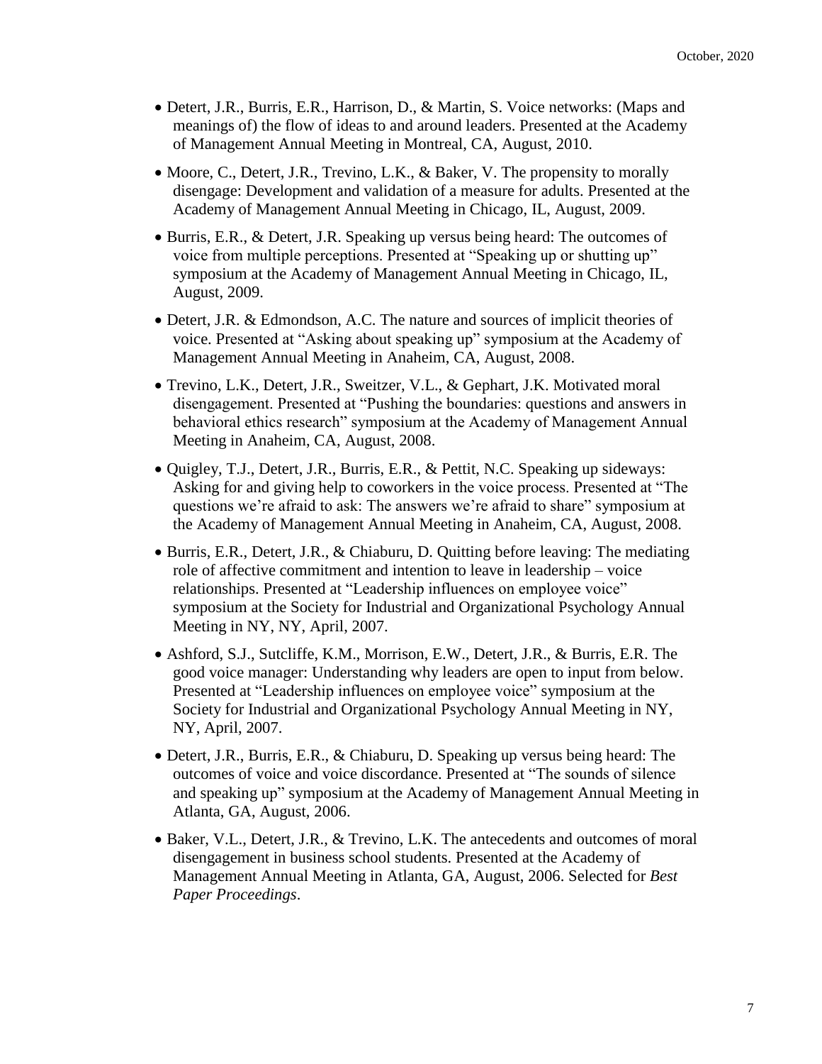- Detert, J.R., Burris, E.R., Harrison, D., & Martin, S. Voice networks: (Maps and meanings of) the flow of ideas to and around leaders. Presented at the Academy of Management Annual Meeting in Montreal, CA, August, 2010.
- Moore, C., Detert, J.R., Trevino, L.K., & Baker, V. The propensity to morally disengage: Development and validation of a measure for adults. Presented at the Academy of Management Annual Meeting in Chicago, IL, August, 2009.
- Burris, E.R., & Detert, J.R. Speaking up versus being heard: The outcomes of voice from multiple perceptions. Presented at "Speaking up or shutting up" symposium at the Academy of Management Annual Meeting in Chicago, IL, August, 2009.
- Detert, J.R. & Edmondson, A.C. The nature and sources of implicit theories of voice. Presented at "Asking about speaking up" symposium at the Academy of Management Annual Meeting in Anaheim, CA, August, 2008.
- Trevino, L.K., Detert, J.R., Sweitzer, V.L., & Gephart, J.K. Motivated moral disengagement. Presented at "Pushing the boundaries: questions and answers in behavioral ethics research" symposium at the Academy of Management Annual Meeting in Anaheim, CA, August, 2008.
- Quigley, T.J., Detert, J.R., Burris, E.R., & Pettit, N.C. Speaking up sideways: Asking for and giving help to coworkers in the voice process. Presented at "The questions we're afraid to ask: The answers we're afraid to share" symposium at the Academy of Management Annual Meeting in Anaheim, CA, August, 2008.
- Burris, E.R., Detert, J.R., & Chiaburu, D. Quitting before leaving: The mediating role of affective commitment and intention to leave in leadership – voice relationships. Presented at "Leadership influences on employee voice" symposium at the Society for Industrial and Organizational Psychology Annual Meeting in NY, NY, April, 2007.
- Ashford, S.J., Sutcliffe, K.M., Morrison, E.W., Detert, J.R., & Burris, E.R. The good voice manager: Understanding why leaders are open to input from below. Presented at "Leadership influences on employee voice" symposium at the Society for Industrial and Organizational Psychology Annual Meeting in NY, NY, April, 2007.
- Detert, J.R., Burris, E.R., & Chiaburu, D. Speaking up versus being heard: The outcomes of voice and voice discordance. Presented at "The sounds of silence and speaking up" symposium at the Academy of Management Annual Meeting in Atlanta, GA, August, 2006.
- Baker, V.L., Detert, J.R., & Trevino, L.K. The antecedents and outcomes of moral disengagement in business school students. Presented at the Academy of Management Annual Meeting in Atlanta, GA, August, 2006. Selected for *Best Paper Proceedings*.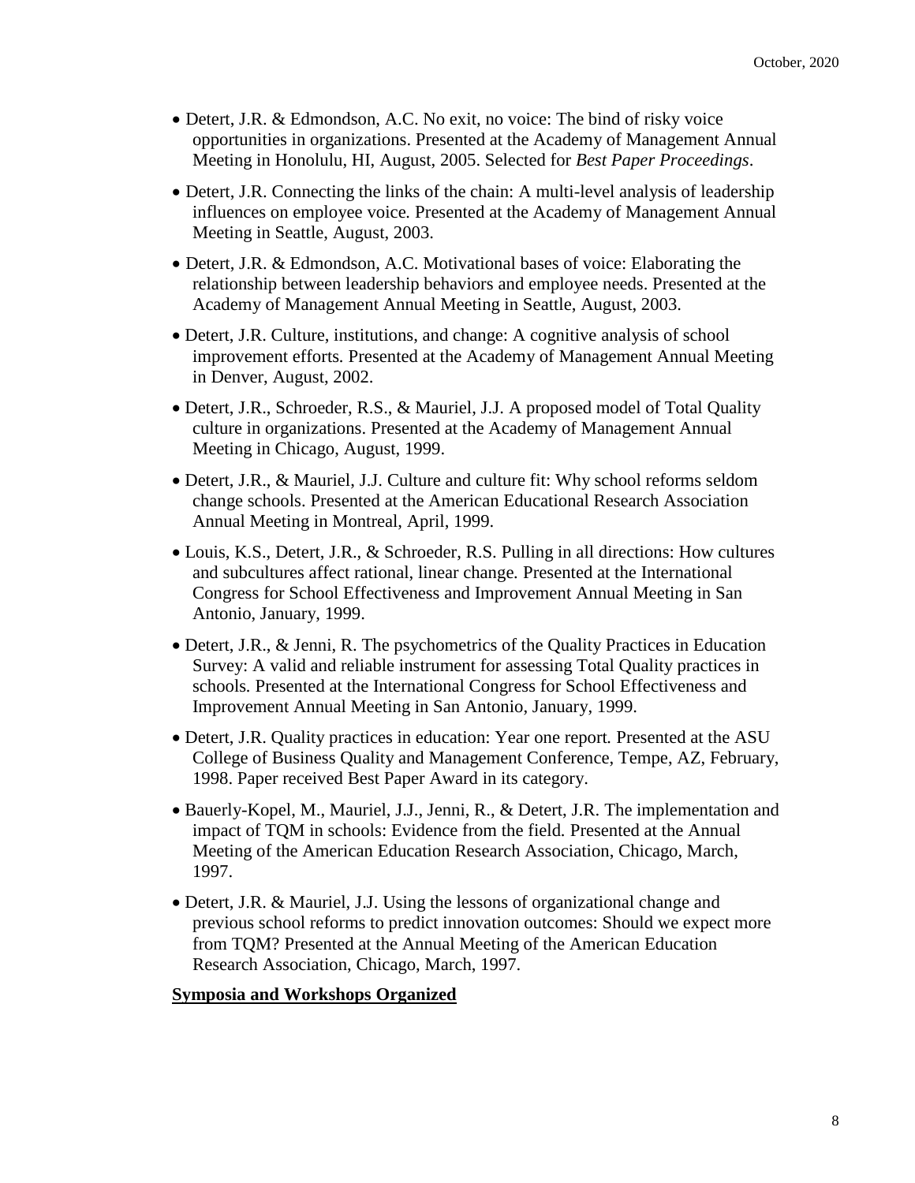- Detert, J.R. & Edmondson, A.C. No exit, no voice: The bind of risky voice opportunities in organizations. Presented at the Academy of Management Annual Meeting in Honolulu, HI, August, 2005. Selected for *Best Paper Proceedings*.
- Detert, J.R. Connecting the links of the chain: A multi-level analysis of leadership influences on employee voice. Presented at the Academy of Management Annual Meeting in Seattle, August, 2003.
- Detert, J.R. & Edmondson, A.C. Motivational bases of voice: Elaborating the relationship between leadership behaviors and employee needs. Presented at the Academy of Management Annual Meeting in Seattle, August, 2003.
- Detert, J.R. Culture, institutions, and change: A cognitive analysis of school improvement efforts. Presented at the Academy of Management Annual Meeting in Denver, August, 2002.
- Detert, J.R., Schroeder, R.S., & Mauriel, J.J. A proposed model of Total Quality culture in organizations. Presented at the Academy of Management Annual Meeting in Chicago, August, 1999.
- Detert, J.R., & Mauriel, J.J. Culture and culture fit: Why school reforms seldom change schools. Presented at the American Educational Research Association Annual Meeting in Montreal, April, 1999.
- Louis, K.S., Detert, J.R., & Schroeder, R.S. Pulling in all directions: How cultures and subcultures affect rational, linear change. Presented at the International Congress for School Effectiveness and Improvement Annual Meeting in San Antonio, January, 1999.
- Detert, J.R., & Jenni, R. The psychometrics of the Quality Practices in Education Survey: A valid and reliable instrument for assessing Total Quality practices in schools. Presented at the International Congress for School Effectiveness and Improvement Annual Meeting in San Antonio, January, 1999.
- Detert, J.R. Quality practices in education: Year one report. Presented at the ASU College of Business Quality and Management Conference, Tempe, AZ, February, 1998. Paper received Best Paper Award in its category.
- Bauerly-Kopel, M., Mauriel, J.J., Jenni, R., & Detert, J.R. The implementation and impact of TQM in schools: Evidence from the field. Presented at the Annual Meeting of the American Education Research Association, Chicago, March, 1997.
- Detert, J.R. & Mauriel, J.J. Using the lessons of organizational change and previous school reforms to predict innovation outcomes: Should we expect more from TQM? Presented at the Annual Meeting of the American Education Research Association, Chicago, March, 1997.

**Symposia and Workshops Organized**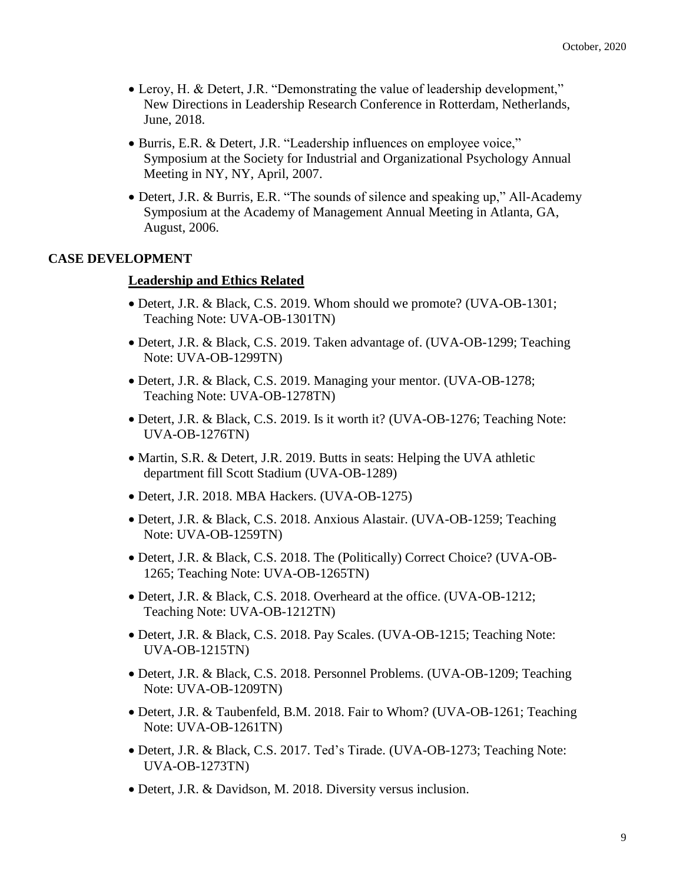- Leroy, H. & Detert, J.R. "Demonstrating the value of leadership development," New Directions in Leadership Research Conference in Rotterdam, Netherlands, June, 2018.
- Burris, E.R. & Detert, J.R. "Leadership influences on employee voice," Symposium at the Society for Industrial and Organizational Psychology Annual Meeting in NY, NY, April, 2007.
- Detert, J.R. & Burris, E.R. "The sounds of silence and speaking up," All-Academy Symposium at the Academy of Management Annual Meeting in Atlanta, GA, August, 2006.

## CASE DEVELOPMENT

### Leadership and Ethics Related

- Detert, J.R. & Black, C.S. 2019. Whom should we promote? (UVA-OB-1301; Teaching Note: UVA-OB-1301TN)
- Detert, J.R. & Black, C.S. 2019. Taken advantage of. (UVA-OB-1299; Teaching Note: UVA-OB-1299TN)
- Detert, J.R. & Black, C.S. 2019. Managing your mentor. (UVA-OB-1278; Teaching Note: UVA-OB-1278TN)
- Detert, J.R. & Black, C.S. 2019. Is it worth it? (UVA-OB-1276; Teaching Note: UVA-OB-1276TN)
- Martin, S.R. & Detert, J.R. 2019. Butts in seats: Helping the UVA athletic department fill Scott Stadium (UVA-OB-1289)
- Detert, J.R. 2018. MBA Hackers. (UVA-OB-1275)
- Detert, J.R. & Black, C.S. 2018. Anxious Alastair. (UVA-OB-1259; Teaching Note: UVA-OB-1259TN)
- Detert, J.R. & Black, C.S. 2018. The (Politically) Correct Choice? (UVA-OB-1265; Teaching Note: UVA-OB-1265TN)
- Detert, J.R. & Black, C.S. 2018. Overheard at the office. (UVA-OB-1212; Teaching Note: UVA-OB-1212TN)
- Detert, J.R. & Black, C.S. 2018. Pay Scales. (UVA-OB-1215; Teaching Note: UVA-OB-1215TN)
- Detert, J.R. & Black, C.S. 2018. Personnel Problems. (UVA-OB-1209; Teaching Note: UVA-OB-1209TN)
- Detert, J.R. & Taubenfeld, B.M. 2018. Fair to Whom? (UVA-OB-1261; Teaching Note: UVA-OB-1261TN)
- Detert, J.R. & Black, C.S. 2017. Ted's Tirade. (UVA-OB-1273; Teaching Note: UVA-OB-1273TN)
- Detert, J.R. & Davidson, M. 2018. Diversity versus inclusion.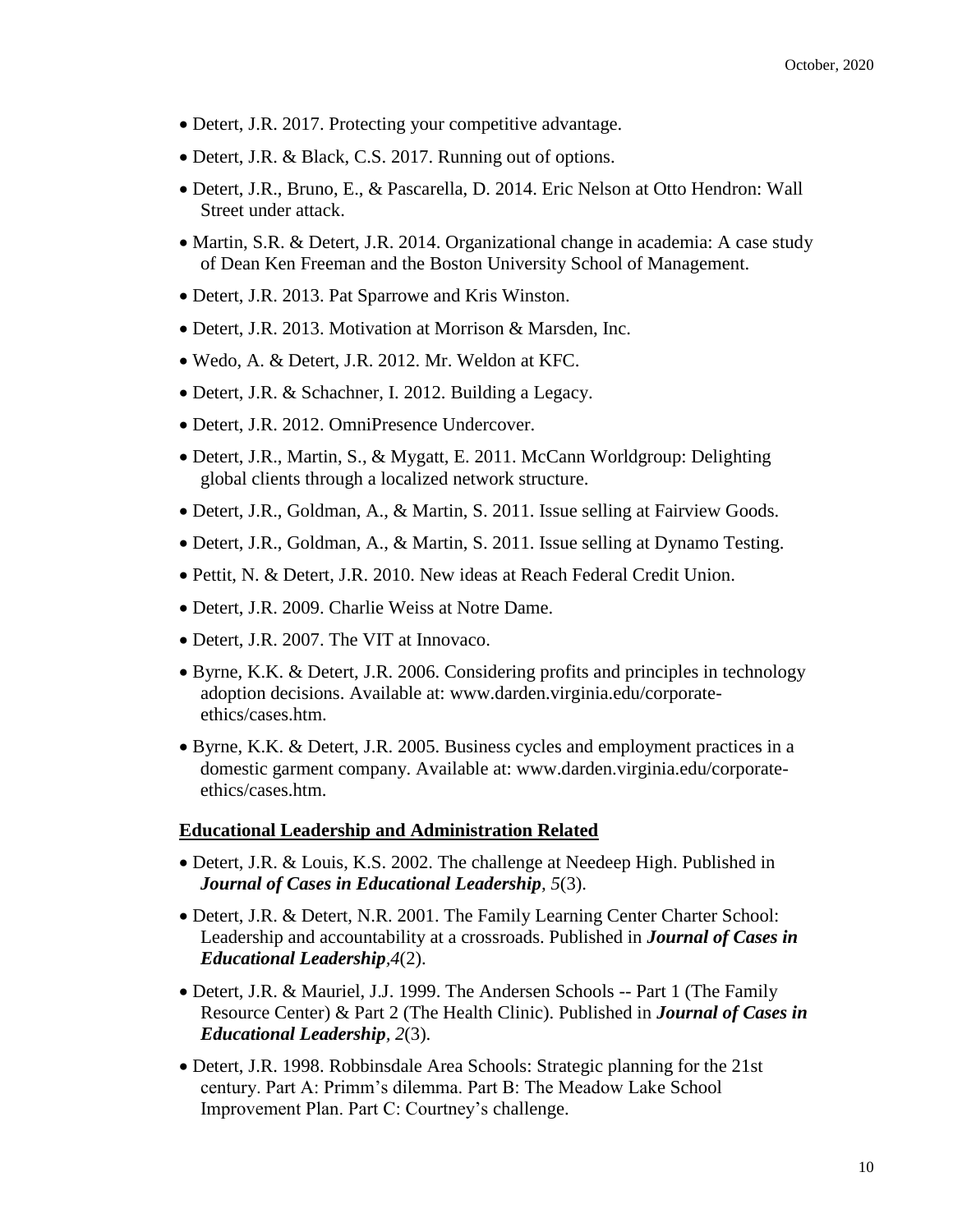- Detert, J.R. 2017. Protecting your competitive advantage.
- Detert, J.R. & Black, C.S. 2017. Running out of options.
- Detert, J.R., Bruno, E., & Pascarella, D. 2014. Eric Nelson at Otto Hendron: Wall Street under attack.
- Martin, S.R. & Detert, J.R. 2014. Organizational change in academia: A case study of Dean Ken Freeman and the Boston University School of Management.
- Detert, J.R. 2013. Pat Sparrowe and Kris Winston.
- Detert, J.R. 2013. Motivation at Morrison & Marsden, Inc.
- Wedo, A. & Detert, J.R. 2012. Mr. Weldon at KFC.
- Detert, J.R. & Schachner, I. 2012. Building a Legacy.
- Detert, J.R. 2012. OmniPresence Undercover.
- Detert, J.R., Martin, S., & Mygatt, E. 2011. McCann Worldgroup: Delighting global clients through a localized network structure.
- Detert, J.R., Goldman, A., & Martin, S. 2011. Issue selling at Fairview Goods.
- Detert, J.R., Goldman, A., & Martin, S. 2011. Issue selling at Dynamo Testing.
- Pettit, N. & Detert, J.R. 2010. New ideas at Reach Federal Credit Union.
- Detert, J.R. 2009. Charlie Weiss at Notre Dame.
- Detert, J.R. 2007. The VIT at Innovaco.
- Byrne, K.K. & Detert, J.R. 2006. Considering profits and principles in technology adoption decisions. Available at: www.darden.virginia.edu/corporate-ethics/cases.htm.
- Byrne, K.K. & Detert, J.R. 2005. Business cycles and employment practices in a domestic garment company. Available at: www.darden.virginia.edu/corporate-ethics/cases.htm.

**Educational Leadership and Administration Related**

- Detert, J.R. & Louis, K.S. 2002. The challenge at Needeep High. Published in ***Journal of Cases in Educational Leadership***, *5*(3).
- Detert, J.R. & Detert, N.R. 2001. The Family Learning Center Charter School: Leadership and accountability at a crossroads. Published in ***Journal of Cases in Educational Leadership***,*4*(2).
- Detert, J.R. & Mauriel, J.J. 1999. The Andersen Schools -- Part 1 (The Family Resource Center) & Part 2 (The Health Clinic). Published in ***Journal of Cases in Educational Leadership***, *2*(3).
- Detert, J.R. 1998. Robbinsdale Area Schools: Strategic planning for the 21st century. Part A: Primm's dilemma. Part B: The Meadow Lake School Improvement Plan. Part C: Courtney's challenge.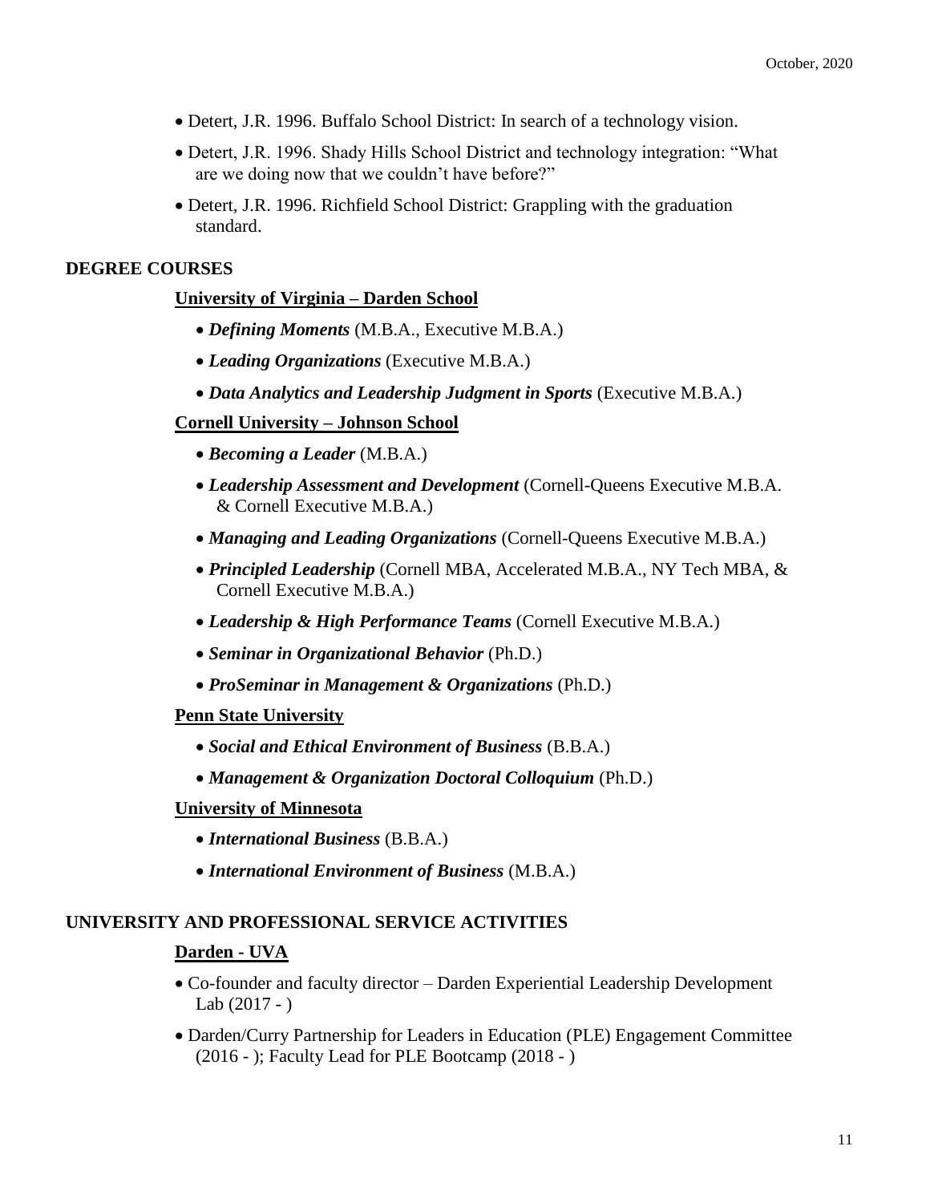- Detert, J.R. 1996. Buffalo School District: In search of a technology vision.
- Detert, J.R. 1996. Shady Hills School District and technology integration: "What are we doing now that we couldn't have before?"
- Detert, J.R. 1996. Richfield School District: Grappling with the graduation standard.

## DEGREE COURSES

### University of Virginia – Darden School

- ***Defining Moments*** (M.B.A., Executive M.B.A.)
- ***Leading Organizations*** (Executive M.B.A.)
- ***Data Analytics and Leadership Judgment in Sports*** (Executive M.B.A.)

### Cornell University – Johnson School

- ***Becoming a Leader*** (M.B.A.)
- ***Leadership Assessment and Development*** (Cornell-Queens Executive M.B.A. & Cornell Executive M.B.A.)
- ***Managing and Leading Organizations*** (Cornell-Queens Executive M.B.A.)
- ***Principled Leadership*** (Cornell MBA, Accelerated M.B.A., NY Tech MBA, & Cornell Executive M.B.A.)
- ***Leadership & High Performance Teams*** (Cornell Executive M.B.A.)
- ***Seminar in Organizational Behavior*** (Ph.D.)
- ***ProSeminar in Management & Organizations*** (Ph.D.)

### Penn State University

- ***Social and Ethical Environment of Business*** (B.B.A.)
- ***Management & Organization Doctoral Colloquium*** (Ph.D.)

### University of Minnesota

- ***International Business*** (B.B.A.)
- ***International Environment of Business*** (M.B.A.)

## UNIVERSITY AND PROFESSIONAL SERVICE ACTIVITIES

### Darden - UVA

- Co-founder and faculty director – Darden Experiential Leadership Development Lab (2017 - )
- Darden/Curry Partnership for Leaders in Education (PLE) Engagement Committee (2016 - ); Faculty Lead for PLE Bootcamp (2018 - )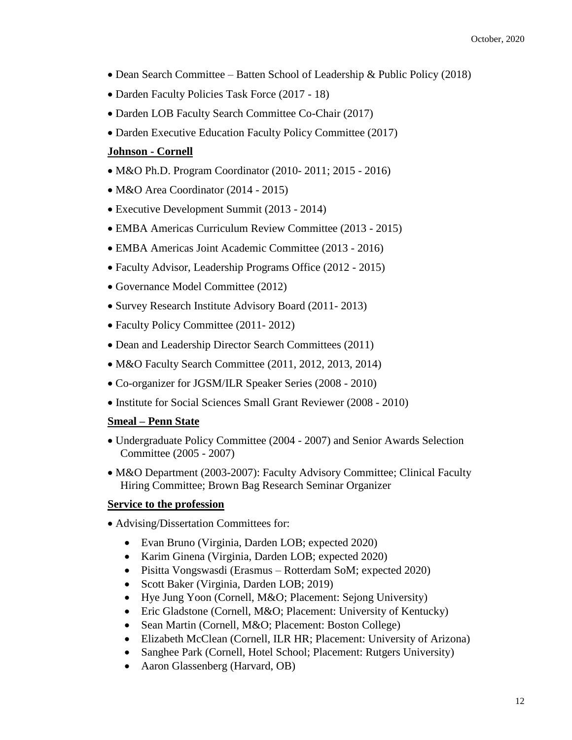- Dean Search Committee – Batten School of Leadership & Public Policy (2018)
- Darden Faculty Policies Task Force (2017 - 18)
- Darden LOB Faculty Search Committee Co-Chair (2017)
- Darden Executive Education Faculty Policy Committee (2017)

**Johnson - Cornell**

- M&O Ph.D. Program Coordinator (2010- 2011; 2015 - 2016)
- M&O Area Coordinator (2014 - 2015)
- Executive Development Summit (2013 - 2014)
- EMBA Americas Curriculum Review Committee (2013 - 2015)
- EMBA Americas Joint Academic Committee (2013 - 2016)
- Faculty Advisor, Leadership Programs Office (2012 - 2015)
- Governance Model Committee (2012)
- Survey Research Institute Advisory Board (2011- 2013)
- Faculty Policy Committee (2011- 2012)
- Dean and Leadership Director Search Committees (2011)
- M&O Faculty Search Committee (2011, 2012, 2013, 2014)
- Co-organizer for JGSM/ILR Speaker Series (2008 - 2010)
- Institute for Social Sciences Small Grant Reviewer (2008 - 2010)

**Smeal – Penn State**

- Undergraduate Policy Committee (2004 - 2007) and Senior Awards Selection Committee (2005 - 2007)
- M&O Department (2003-2007): Faculty Advisory Committee; Clinical Faculty Hiring Committee; Brown Bag Research Seminar Organizer

**Service to the profession**

- Advising/Dissertation Committees for:
  - Evan Bruno (Virginia, Darden LOB; expected 2020)
  - Karim Ginena (Virginia, Darden LOB; expected 2020)
  - Pisitta Vongswasdi (Erasmus – Rotterdam SoM; expected 2020)
  - Scott Baker (Virginia, Darden LOB; 2019)
  - Hye Jung Yoon (Cornell, M&O; Placement: Sejong University)
  - Eric Gladstone (Cornell, M&O; Placement: University of Kentucky)
  - Sean Martin (Cornell, M&O; Placement: Boston College)
  - Elizabeth McClean (Cornell, ILR HR; Placement: University of Arizona)
  - Sanghee Park (Cornell, Hotel School; Placement: Rutgers University)
  - Aaron Glassenberg (Harvard, OB)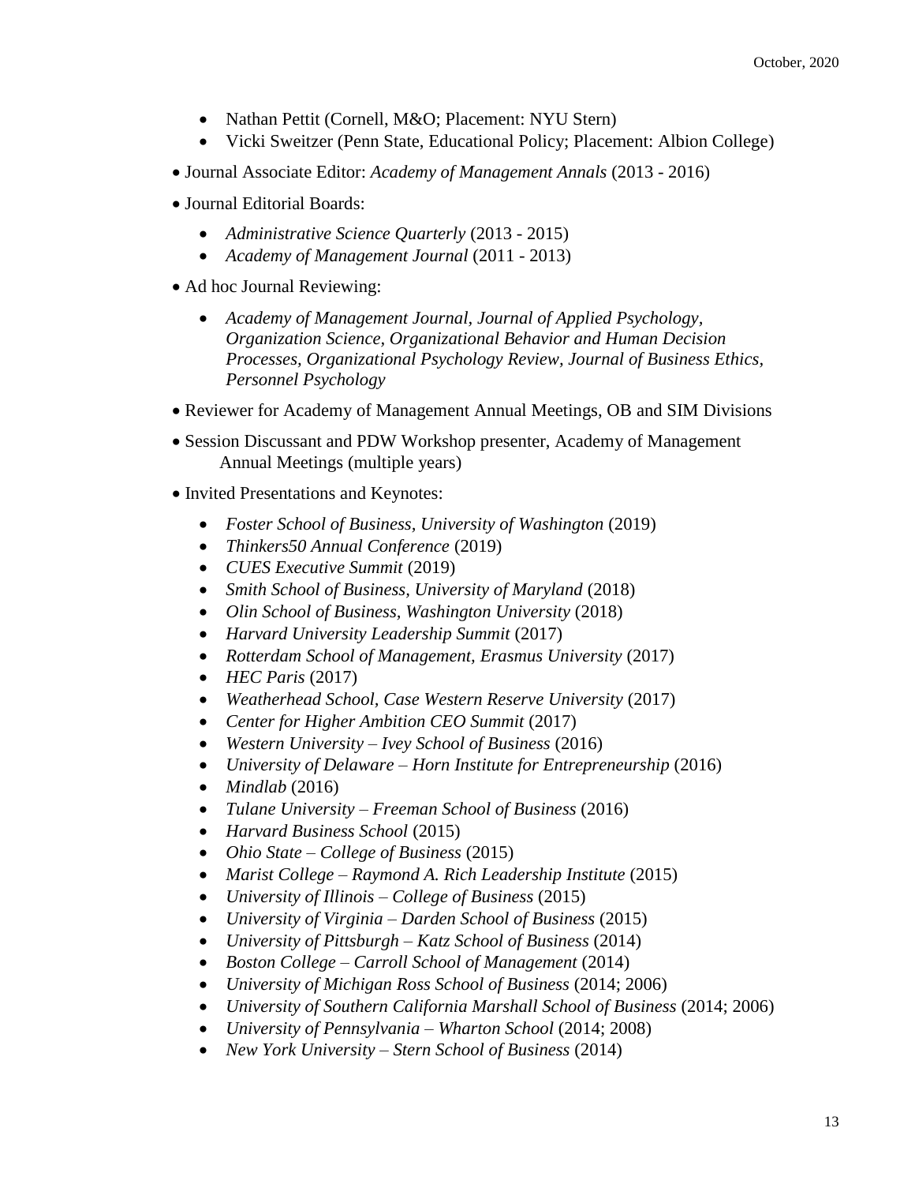- Nathan Pettit (Cornell, M&O; Placement: NYU Stern)
- Vicki Sweitzer (Penn State, Educational Policy; Placement: Albion College)

- Journal Associate Editor: *Academy of Management Annals* (2013 - 2016)

- Journal Editorial Boards:
  - *Administrative Science Quarterly* (2013 - 2015)
  - *Academy of Management Journal* (2011 - 2013)

- Ad hoc Journal Reviewing:
  - *Academy of Management Journal, Journal of Applied Psychology, Organization Science, Organizational Behavior and Human Decision Processes, Organizational Psychology Review, Journal of Business Ethics, Personnel Psychology*

- Reviewer for Academy of Management Annual Meetings, OB and SIM Divisions

- Session Discussant and PDW Workshop presenter, Academy of Management Annual Meetings (multiple years)

- Invited Presentations and Keynotes:
  - *Foster School of Business, University of Washington* (2019)
  - *Thinkers50 Annual Conference* (2019)
  - *CUES Executive Summit* (2019)
  - *Smith School of Business, University of Maryland* (2018)
  - *Olin School of Business, Washington University* (2018)
  - *Harvard University Leadership Summit* (2017)
  - *Rotterdam School of Management, Erasmus University* (2017)
  - *HEC Paris* (2017)
  - *Weatherhead School, Case Western Reserve University* (2017)
  - *Center for Higher Ambition CEO Summit* (2017)
  - *Western University – Ivey School of Business* (2016)
  - *University of Delaware – Horn Institute for Entrepreneurship* (2016)
  - *Mindlab* (2016)
  - *Tulane University – Freeman School of Business* (2016)
  - *Harvard Business School* (2015)
  - *Ohio State – College of Business* (2015)
  - *Marist College – Raymond A. Rich Leadership Institute* (2015)
  - *University of Illinois – College of Business* (2015)
  - *University of Virginia – Darden School of Business* (2015)
  - *University of Pittsburgh – Katz School of Business* (2014)
  - *Boston College – Carroll School of Management* (2014)
  - *University of Michigan Ross School of Business* (2014; 2006)
  - *University of Southern California Marshall School of Business* (2014; 2006)
  - *University of Pennsylvania – Wharton School* (2014; 2008)
  - *New York University – Stern School of Business* (2014)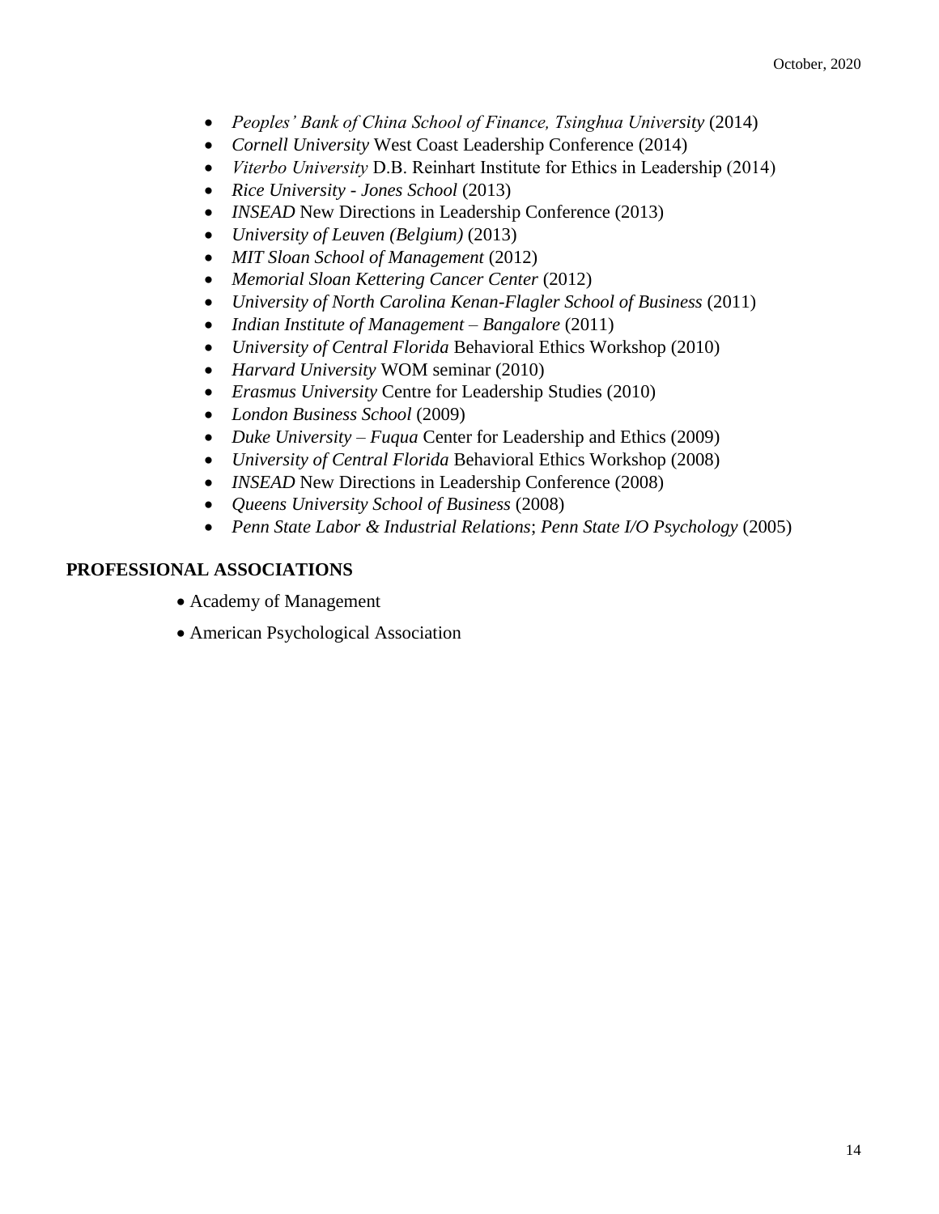- *Peoples' Bank of China School of Finance, Tsinghua University* (2014)
- *Cornell University* West Coast Leadership Conference (2014)
- *Viterbo University* D.B. Reinhart Institute for Ethics in Leadership (2014)
- *Rice University - Jones School* (2013)
- *INSEAD* New Directions in Leadership Conference (2013)
- *University of Leuven (Belgium)* (2013)
- *MIT Sloan School of Management* (2012)
- *Memorial Sloan Kettering Cancer Center* (2012)
- *University of North Carolina Kenan-Flagler School of Business* (2011)
- *Indian Institute of Management – Bangalore* (2011)
- *University of Central Florida* Behavioral Ethics Workshop (2010)
- *Harvard University* WOM seminar (2010)
- *Erasmus University* Centre for Leadership Studies (2010)
- *London Business School* (2009)
- *Duke University – Fuqua* Center for Leadership and Ethics (2009)
- *University of Central Florida* Behavioral Ethics Workshop (2008)
- *INSEAD* New Directions in Leadership Conference (2008)
- *Queens University School of Business* (2008)
- *Penn State Labor & Industrial Relations*; *Penn State I/O Psychology* (2005)

**PROFESSIONAL ASSOCIATIONS**

- Academy of Management
- American Psychological Association